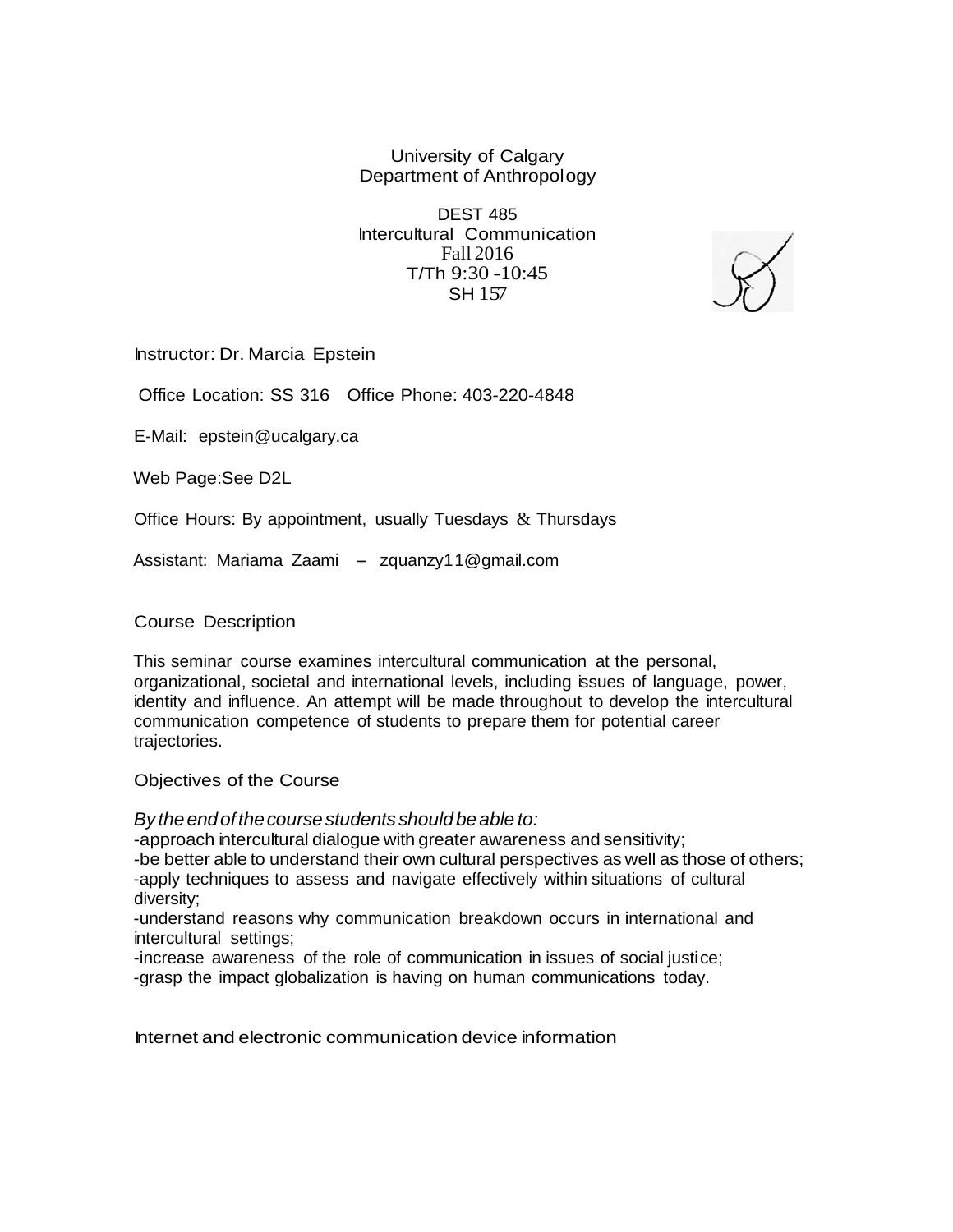University of Calgary
Department of Anthropology

DEST 485
Intercultural Communication
Fall 2016
T/Th 9:30 -10:45
SH 157

Instructor: Dr. Marcia Epstein

Office Location: SS 316 Office Phone: 403-220-4848

E-Mail: epstein@ucalgary.ca

Web Page:See D2L

Office Hours: By appointment, usually Tuesdays & Thursdays

Assistant: Mariama Zaami – zquanzy11@gmail.com

## Course Description

This seminar course examines intercultural communication at the personal, organizational, societal and international levels, including issues of language, power, identity and influence. An attempt will be made throughout to develop the intercultural communication competence of students to prepare them for potential career trajectories.

## Objectives of the Course

*By the end of the course students should be able to:*

-approach intercultural dialogue with greater awareness and sensitivity;
-be better able to understand their own cultural perspectives as well as those of others;
-apply techniques to assess and navigate effectively within situations of cultural diversity;
-understand reasons why communication breakdown occurs in international and intercultural settings;
-increase awareness of the role of communication in issues of social justice;
-grasp the impact globalization is having on human communications today.

## Internet and electronic communication device information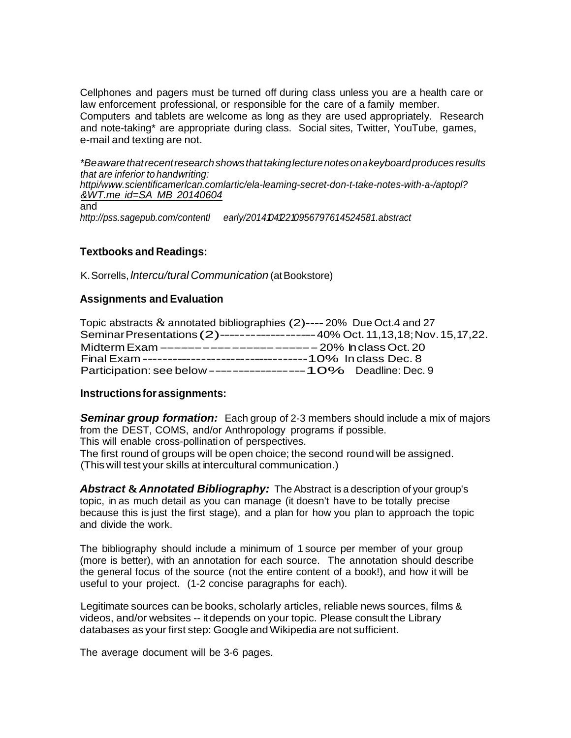Cellphones and pagers must be turned off during class unless you are a health care or law enforcement professional, or responsible for the care of a family member. Computers and tablets are welcome as long as they are used appropriately. Research and note-taking* are appropriate during class. Social sites, Twitter, YouTube, games, e-mail and texting are not.

*\*Be aware that recent research shows that taking lecture notes on a keyboard produces results that are inferior to handwriting:*
*httpi/www.scientificamerlcan.comlartic/ela-leaming-secret-don-t-take-notes-with-a-/aptopl?&WT.me id=SA MB 20140604*
and
*http://pss.sagepub.com/contentl early/2014104l2210956797614524581.abstract*

### Textbooks and Readings:

K. Sorrells, *lntercu/tural Communication* (at Bookstore)

### Assignments and Evaluation

Topic abstracts & annotated bibliographies (2)---- 20% Due Oct.4 and 27
Seminar Presentations (2)------------------- 40% Oct. 11,13,18; Nov. 15,17,22.
Midterm Exam --------------------------- 20% In class Oct. 20
Final Exam ---------------------------------- 10% In class Dec. 8
Participation: see below ------------------ 10% Deadline: Dec. 9

### Instructions for assignments:

***Seminar group formation:*** Each group of 2-3 members should include a mix of majors from the DEST, COMS, and/or Anthropology programs if possible.
This will enable cross-pollination of perspectives.
The first round of groups will be open choice; the second round will be assigned.
(This will test your skills at intercultural communication.)

***Abstract & Annotated Bibliography:*** The Abstract is a description of your group's topic, in as much detail as you can manage (it doesn't have to be totally precise because this is just the first stage), and a plan for how you plan to approach the topic and divide the work.

The bibliography should include a minimum of 1 source per member of your group (more is better), with an annotation for each source. The annotation should describe the general focus of the source (not the entire content of a book!), and how it will be useful to your project. (1-2 concise paragraphs for each).

Legitimate sources can be books, scholarly articles, reliable news sources, films & videos, and/or websites -- it depends on your topic. Please consult the Library databases as your first step: Google and Wikipedia are not sufficient.

The average document will be 3-6 pages.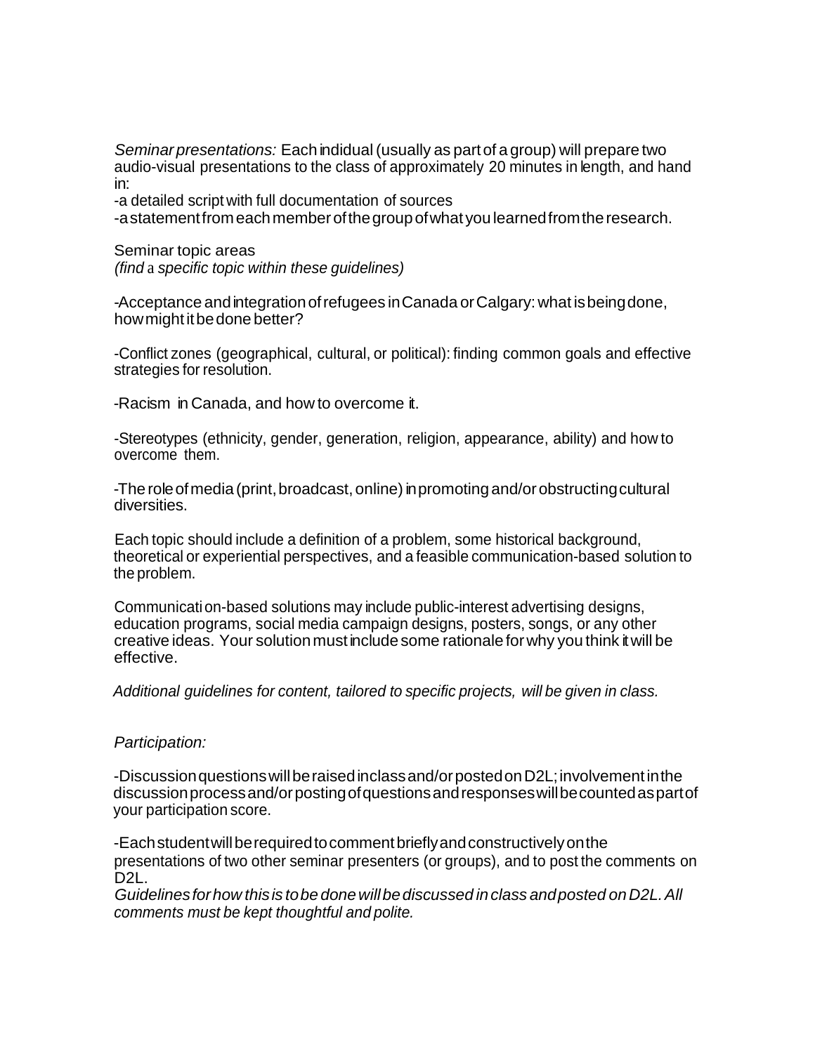*Seminar presentations:* Each indidual (usually as part of a group) will prepare two audio-visual presentations to the class of approximately 20 minutes in length, and hand in:

-a detailed script with full documentation of sources

-a statement from each member of the group of what you learned from the research.

Seminar topic areas

*(find a specific topic within these guidelines)*

-Acceptance and integration of refugees in Canada or Calgary: what is being done, how might it be done better?

-Conflict zones (geographical, cultural, or political): finding common goals and effective strategies for resolution.

-Racism in Canada, and how to overcome it.

-Stereotypes (ethnicity, gender, generation, religion, appearance, ability) and how to overcome them.

-The role of media (print, broadcast, online) in promoting and/or obstructing cultural diversities.

Each topic should include a definition of a problem, some historical background, theoretical or experiential perspectives, and a feasible communication-based solution to the problem.

Communication-based solutions may include public-interest advertising designs, education programs, social media campaign designs, posters, songs, or any other creative ideas. Your solution must include some rationale for why you think it will be effective.

*Additional guidelines for content, tailored to specific projects, will be given in class.*

*Participation:*

-Discussion questions will be raised in class and/or posted on D2L; involvement in the discussion process and/or posting of questions and responses will be counted as part of your participation score.

-Each student will be required to comment briefly and constructively on the presentations of two other seminar presenters (or groups), and to post the comments on D2L.

*Guidelines for how this is to be done will be discussed in class and posted on D2L. All comments must be kept thoughtful and polite.*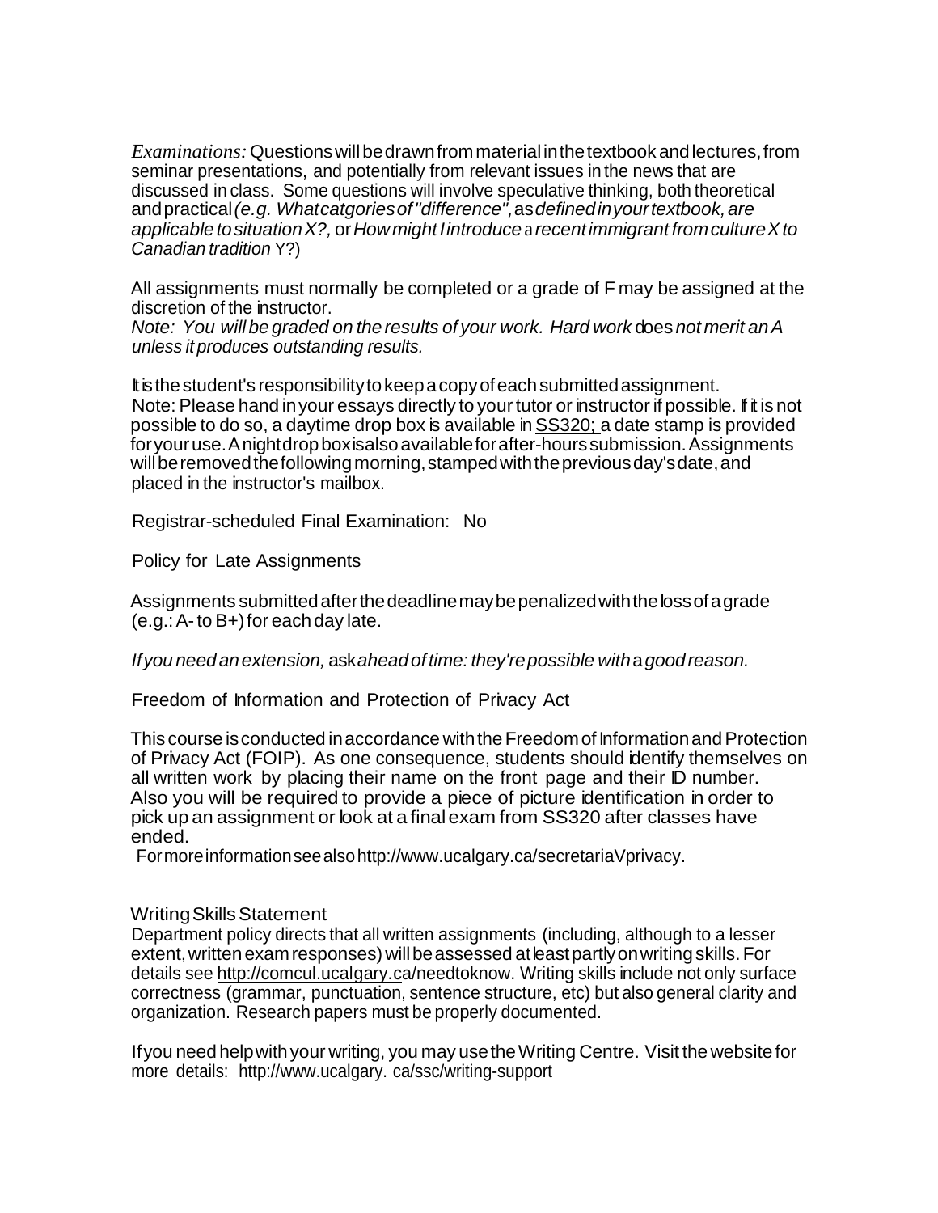*Examinations:* Questions will be drawn from material in the textbook and lectures, from seminar presentations, and potentially from relevant issues in the news that are discussed in class. Some questions will involve speculative thinking, both theoretical and practical *(e.g. What catgories of "difference", as defined in your textbook, are applicable to situation X?,* or *How might I introduce* a *recent immigrant from culture X to Canadian tradition* Y?)

All assignments must normally be completed or a grade of F may be assigned at the discretion of the instructor.
*Note: You will be graded on the results of your work. Hard work* does *not merit an A unless it produces outstanding results.*

It is the student's responsibility to keep a copy of each submitted assignment.
Note: Please hand in your essays directly to your tutor or instructor if possible. If it is not possible to do so, a daytime drop box is available in SS320; a date stamp is provided for your use. A night drop box is also available for after-hours submission. Assignments will be removed the following morning, stamped with the previous day's date, and placed in the instructor's mailbox.

Registrar-scheduled Final Examination: No

Policy for Late Assignments

Assignments submitted after the deadline may be penalized with the loss of a grade (e.g.: A- to B+) for each day late.

*If you need an extension,* ask *ahead of time: they're possible with* a *good reason.*

Freedom of Information and Protection of Privacy Act

This course is conducted in accordance with the Freedom of Information and Protection of Privacy Act (FOIP). As one consequence, students should identify themselves on all written work by placing their name on the front page and their ID number. Also you will be required to provide a piece of picture identification in order to pick up an assignment or look at a final exam from SS320 after classes have ended.
For more information see also http://www.ucalgary.ca/secretariaVprivacy.

Writing Skills Statement
Department policy directs that all written assignments (including, although to a lesser extent, written exam responses) will be assessed at least partly on writing skills. For details see http://comcul.ucalgary.ca/needtoknow. Writing skills include not only surface correctness (grammar, punctuation, sentence structure, etc) but also general clarity and organization. Research papers must be properly documented.

If you need help with your writing, you may use the Writing Centre. Visit the website for more details: http://www.ucalgary. ca/ssc/writing-support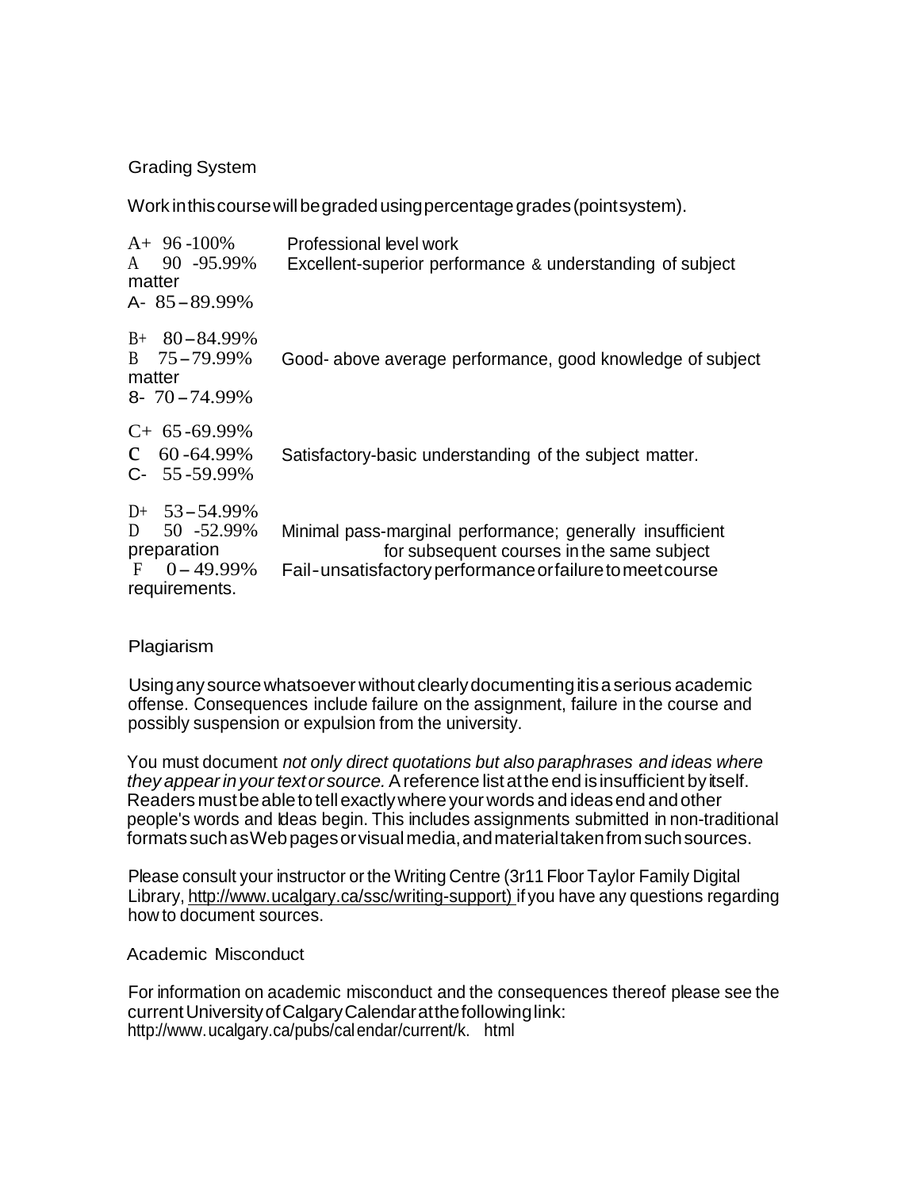## Grading System

Work in this course will be graded using percentage grades (point system).

| Grade | Percentage | Description |
|---|---|---|
| A+ | 96 -100% | Professional level work |
| A | 90 -95.99% | Excellent-superior performance & understanding of subject matter |
| A- | 85 – 89.99% | |
| B+ | 80 – 84.99% | |
| B | 75 – 79.99% | Good- above average performance, good knowledge of subject matter |
| 8- | 70 – 74.99% | |
| C+ | 65 -69.99% | |
| C | 60 -64.99% | Satisfactory-basic understanding of the subject matter. |
| C- | 55 -59.99% | |
| D+ | 53 – 54.99% | |
| D | 50 -52.99% | Minimal pass-marginal performance; generally insufficient preparation for subsequent courses in the same subject |
| F | 0 – 49.99% | Fail-unsatisfactory performance or failure to meet course requirements. |

## Plagiarism

Using any source whatsoever without clearly documenting it is a serious academic offense. Consequences include failure on the assignment, failure in the course and possibly suspension or expulsion from the university.

You must document *not only direct quotations but also paraphrases and ideas where they appear in your text or source.* A reference list at the end is insufficient by itself. Readers must be able to tell exactly where your words and ideas end and other people's words and Ideas begin. This includes assignments submitted in non-traditional formats such as Web pages or visual media, and material taken from such sources.

Please consult your instructor or the Writing Centre (3r11 Floor Taylor Family Digital Library, http://www.ucalgary.ca/ssc/writing-support) if you have any questions regarding how to document sources.

## Academic Misconduct

For information on academic misconduct and the consequences thereof please see the current University of Calgary Calendar at the following link: http://www.ucalgary.ca/pubs/calendar/current/k. html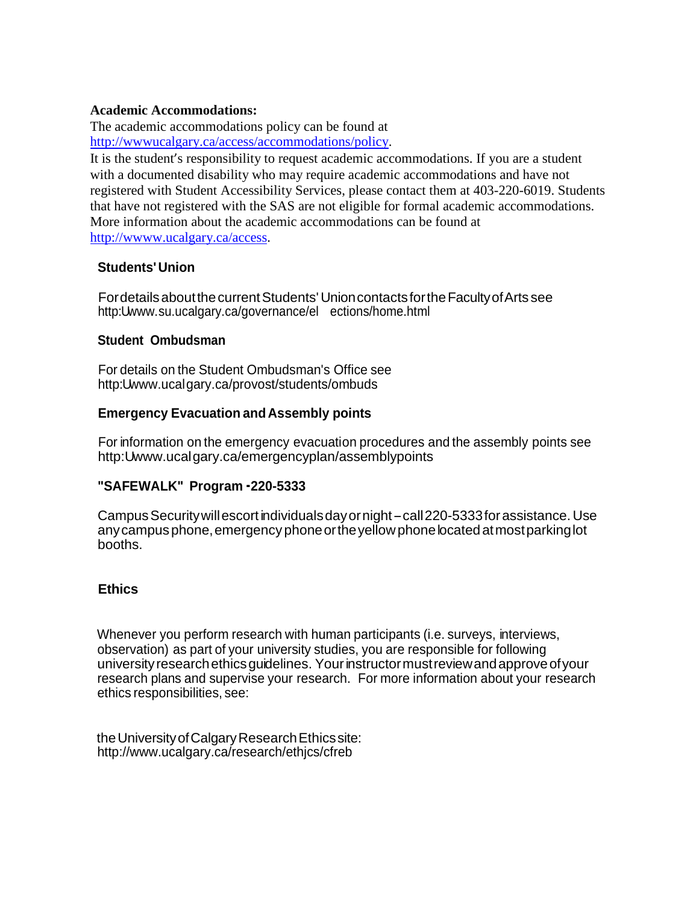**Academic Accommodations:**

The academic accommodations policy can be found at http://wwwucalgary.ca/access/accommodations/policy.

It is the student's responsibility to request academic accommodations. If you are a student with a documented disability who may require academic accommodations and have not registered with Student Accessibility Services, please contact them at 403-220-6019. Students that have not registered with the SAS are not eligible for formal academic accommodations. More information about the academic accommodations can be found at http://wwww.ucalgary.ca/access.

**Students' Union**

For details about the current Students' Union contacts for the Faculty of Arts see http:Uwww.su.ucalgary.ca/governance/el ections/home.html

**Student Ombudsman**

For details on the Student Ombudsman's Office see http:Uwww.ucalgary.ca/provost/students/ombuds

**Emergency Evacuation and Assembly points**

For information on the emergency evacuation procedures and the assembly points see http:Uwww.ucalgary.ca/emergencyplan/assemblypoints

**"SAFEWALK" Program -220-5333**

Campus Security will escort individuals day or night – call 220-5333 for assistance. Use any campus phone, emergency phone or the yellow phone located at most parking lot booths.

**Ethics**

Whenever you perform research with human participants (i.e. surveys, interviews, observation) as part of your university studies, you are responsible for following university research ethics guidelines. Your instructor must review and approve of your research plans and supervise your research. For more information about your research ethics responsibilities, see:

the University of Calgary Research Ethics site: http://www.ucalgary.ca/research/ethjcs/cfreb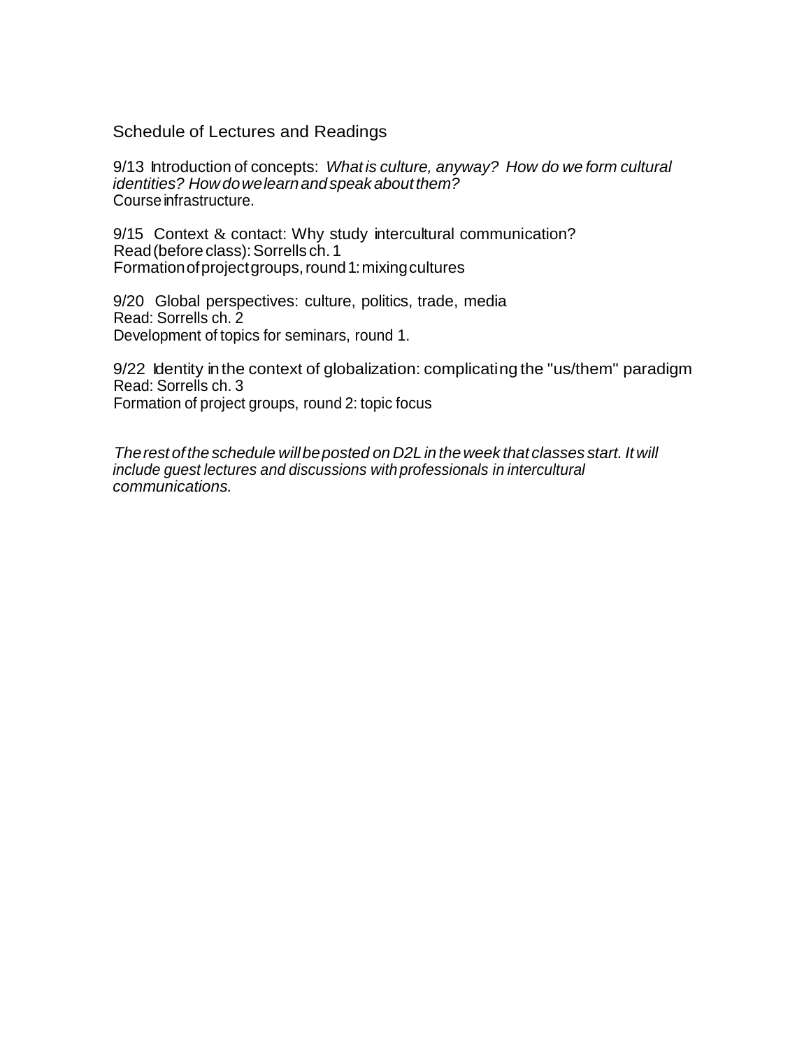## Schedule of Lectures and Readings

9/13 Introduction of concepts: *What is culture, anyway? How do we form cultural identities? How do we learn and speak about them?*
Course infrastructure.

9/15 Context & contact: Why study intercultural communication?
Read (before class): Sorrells ch. 1
Formation of project groups, round 1: mixing cultures

9/20 Global perspectives: culture, politics, trade, media
Read: Sorrells ch. 2
Development of topics for seminars, round 1.

9/22 Identity in the context of globalization: complicating the "us/them" paradigm
Read: Sorrells ch. 3
Formation of project groups, round 2: topic focus

*The rest of the schedule will be posted on D2L in the week that classes start. It will include guest lectures and discussions with professionals in intercultural communications.*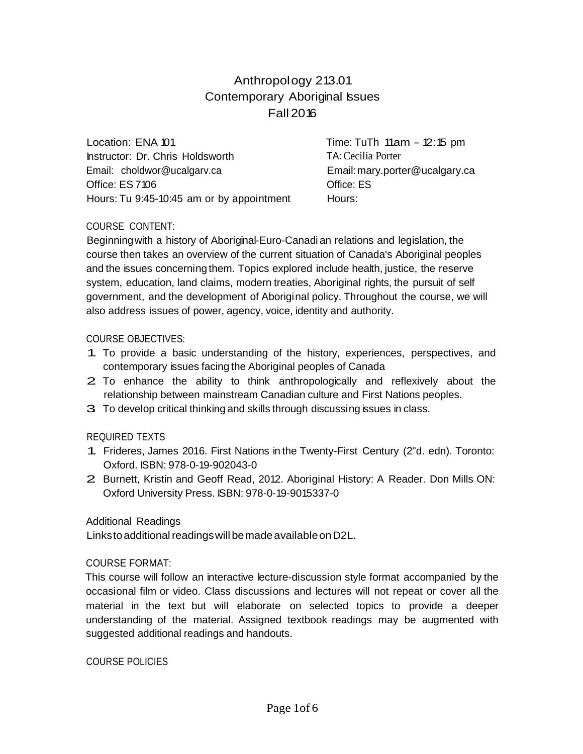# Anthropology 213.01
# Contemporary Aboriginal Issues
# Fall 2016

Location: ENA 101
Instructor: Dr. Chris Holdsworth
Email: choldwor@ucalgarv.ca
Office: ES 7106
Hours: Tu 9:45-10:45 am or by appointment

Time: TuTh 11am – 12:15 pm
TA: Cecilia Porter
Email: mary.porter@ucalgary.ca
Office: ES
Hours:

## COURSE CONTENT:

Beginning with a history of Aboriginal-Euro-Canadian relations and legislation, the course then takes an overview of the current situation of Canada's Aboriginal peoples and the issues concerning them. Topics explored include health, justice, the reserve system, education, land claims, modern treaties, Aboriginal rights, the pursuit of self government, and the development of Aboriginal policy. Throughout the course, we will also address issues of power, agency, voice, identity and authority.

## COURSE OBJECTIVES:

1. To provide a basic understanding of the history, experiences, perspectives, and contemporary issues facing the Aboriginal peoples of Canada
2. To enhance the ability to think anthropologically and reflexively about the relationship between mainstream Canadian culture and First Nations peoples.
3. To develop critical thinking and skills through discussing issues in class.

## REQUIRED TEXTS

1. Frideres, James 2016. First Nations in the Twenty-First Century (2"d. edn). Toronto: Oxford. ISBN: 978-0-19-902043-0
2. Burnett, Kristin and Geoff Read, 2012. Aboriginal History: A Reader. Don Mills ON: Oxford University Press. ISBN: 978-0-19-9015337-0

### Additional Readings

Links to additional readings will be made available on D2L.

## COURSE FORMAT:

This course will follow an interactive lecture-discussion style format accompanied by the occasional film or video. Class discussions and lectures will not repeat or cover all the material in the text but will elaborate on selected topics to provide a deeper understanding of the material. Assigned textbook readings may be augmented with suggested additional readings and handouts.

## COURSE POLICIES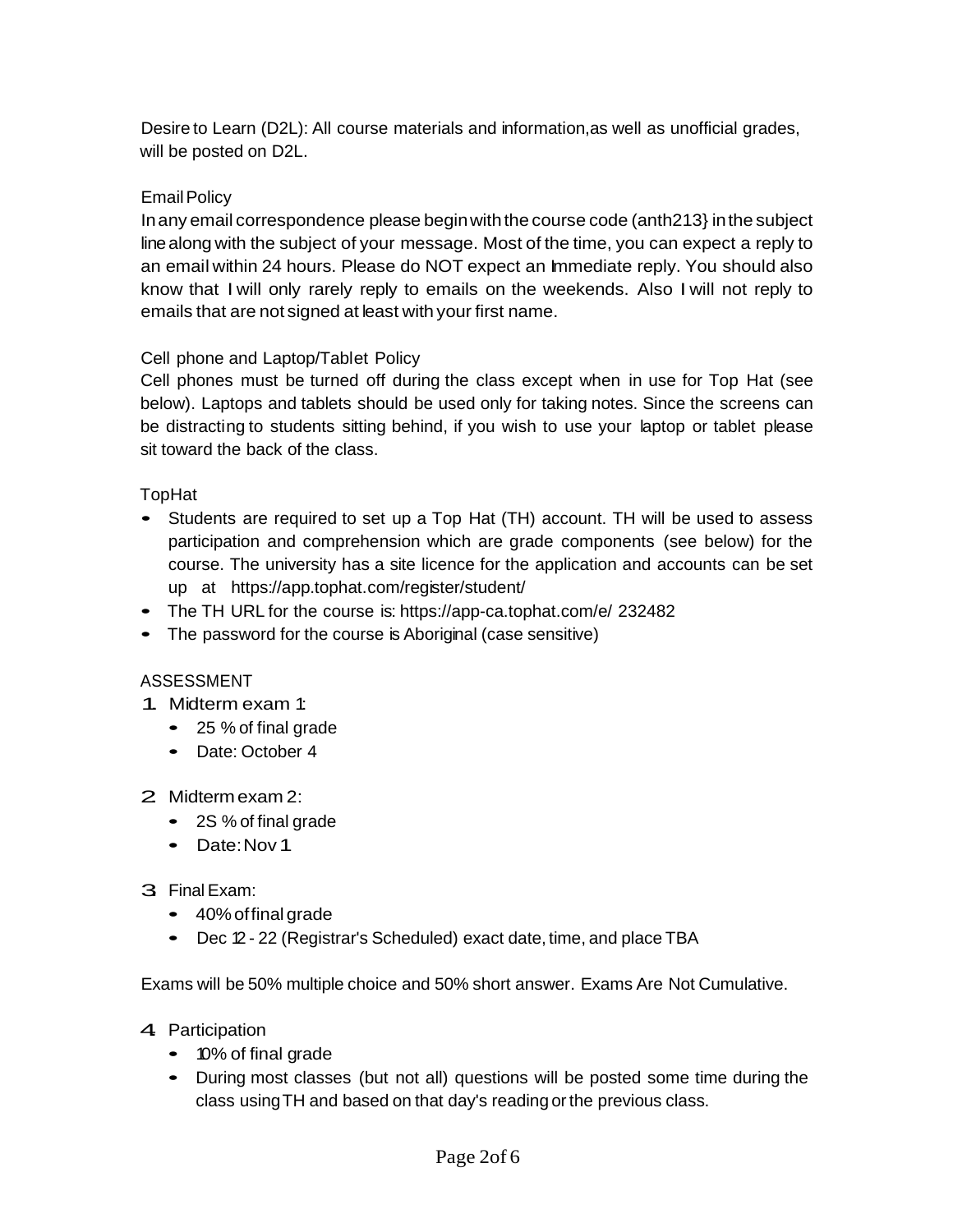Desire to Learn (D2L): All course materials and information,as well as unofficial grades, will be posted on D2L.

Email Policy

In any email correspondence please begin with the course code (anth213} in the subject line along with the subject of your message. Most of the time, you can expect a reply to an email within 24 hours. Please do NOT expect an Immediate reply. You should also know that I will only rarely reply to emails on the weekends. Also I will not reply to emails that are not signed at least with your first name.

Cell phone and Laptop/Tablet Policy

Cell phones must be turned off during the class except when in use for Top Hat (see below). Laptops and tablets should be used only for taking notes. Since the screens can be distracting to students sitting behind, if you wish to use your laptop or tablet please sit toward the back of the class.

TopHat

- Students are required to set up a Top Hat (TH) account. TH will be used to assess participation and comprehension which are grade components (see below) for the course. The university has a site licence for the application and accounts can be set up at https://app.tophat.com/register/student/
- The TH URL for the course is: https://app-ca.tophat.com/e/ 232482
- The password for the course is Aboriginal (case sensitive)

ASSESSMENT

1. Midterm exam 1:
   - 25 % of final grade
   - Date: October 4

2. Midterm exam 2:
   - 2S % of final grade
   - Date: Nov 1

3. Final Exam:
   - 40% of final grade
   - Dec 12 - 22 (Registrar's Scheduled) exact date, time, and place TBA

Exams will be 50% multiple choice and 50% short answer. Exams Are Not Cumulative.

4. Participation
   - 10% of final grade
   - During most classes (but not all) questions will be posted some time during the class using TH and based on that day's reading or the previous class.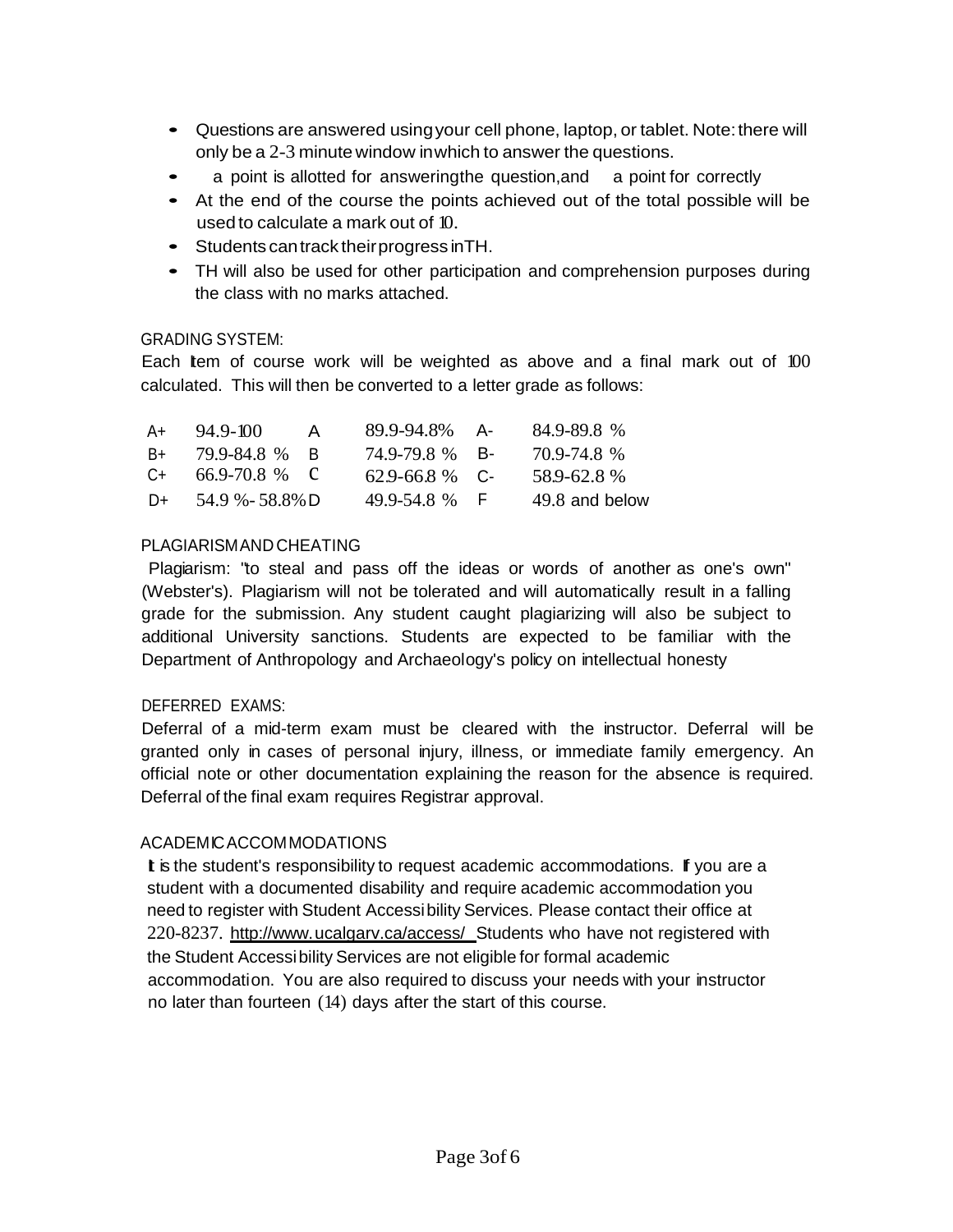- Questions are answered using your cell phone, laptop, or tablet. Note: there will only be a 2-3 minute window in which to answer the questions.
- a point is allotted for answering the question, and a point for correctly
- At the end of the course the points achieved out of the total possible will be used to calculate a mark out of 10.
- Students can track their progress in TH.
- TH will also be used for other participation and comprehension purposes during the class with no marks attached.

GRADING SYSTEM:

Each Item of course work will be weighted as above and a final mark out of 100 calculated. This will then be converted to a letter grade as follows:

| | | | | | |
|---|---|---|---|---|---|
| A+ | 94.9-100 | A | 89.9-94.8% | A- | 84.9-89.8 % |
| B+ | 79.9-84.8 % | B | 74.9-79.8 % | B- | 70.9-74.8 % |
| C+ | 66.9-70.8 % | C | 62.9-66.8 % | C- | 58.9-62.8 % |
| D+ | 54.9 %- 58.8% | D | 49.9-54.8 % | F | 49.8 and below |

PLAGIARISM AND CHEATING

Plagiarism: "to steal and pass off the ideas or words of another as one's own" (Webster's). Plagiarism will not be tolerated and will automatically result in a falling grade for the submission. Any student caught plagiarizing will also be subject to additional University sanctions. Students are expected to be familiar with the Department of Anthropology and Archaeology's policy on intellectual honesty

DEFERRED EXAMS:

Deferral of a mid-term exam must be cleared with the instructor. Deferral will be granted only in cases of personal injury, illness, or immediate family emergency. An official note or other documentation explaining the reason for the absence is required. Deferral of the final exam requires Registrar approval.

ACADEMIC ACCOMMODATIONS

It is the student's responsibility to request academic accommodations. If you are a student with a documented disability and require academic accommodation you need to register with Student Accessibility Services. Please contact their office at 220-8237. http://www.ucalgarv.ca/access/ Students who have not registered with the Student Accessibility Services are not eligible for formal academic accommodation. You are also required to discuss your needs with your instructor no later than fourteen (14) days after the start of this course.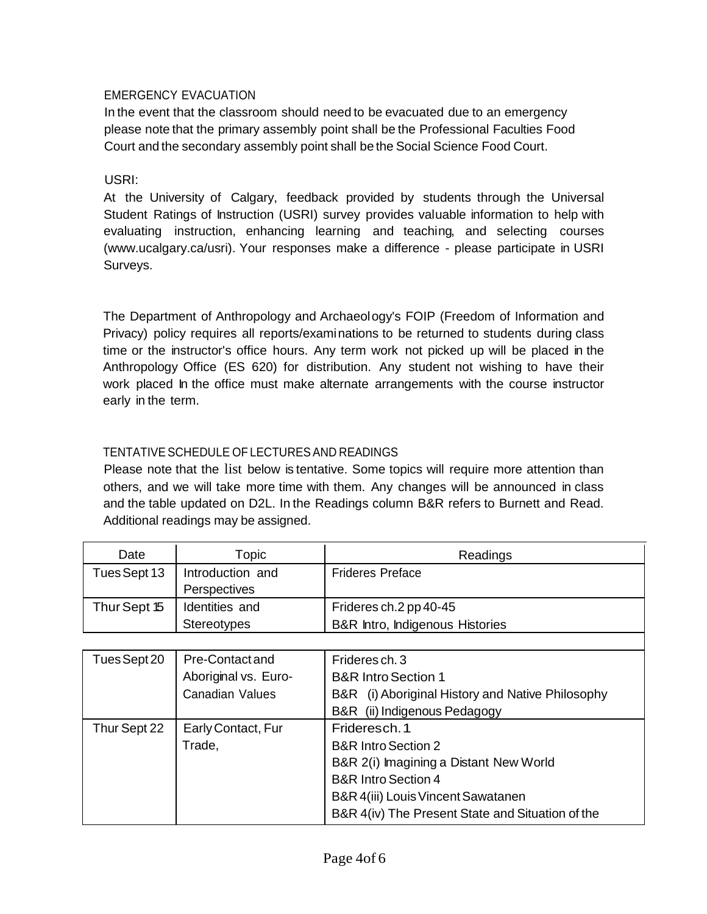## EMERGENCY EVACUATION

In the event that the classroom should need to be evacuated due to an emergency please note that the primary assembly point shall be the Professional Faculties Food Court and the secondary assembly point shall be the Social Science Food Court.

## USRI:

At the University of Calgary, feedback provided by students through the Universal Student Ratings of Instruction (USRI) survey provides valuable information to help with evaluating instruction, enhancing learning and teaching, and selecting courses (www.ucalgary.ca/usri). Your responses make a difference - please participate in USRI Surveys.

The Department of Anthropology and Archaeology's FOIP (Freedom of Information and Privacy) policy requires all reports/examinations to be returned to students during class time or the instructor's office hours. Any term work not picked up will be placed in the Anthropology Office (ES 620) for distribution. Any student not wishing to have their work placed in the office must make alternate arrangements with the course instructor early in the term.

## TENTATIVE SCHEDULE OF LECTURES AND READINGS

Please note that the list below is tentative. Some topics will require more attention than others, and we will take more time with them. Any changes will be announced in class and the table updated on D2L. In the Readings column B&R refers to Burnett and Read. Additional readings may be assigned.

| Date | Topic | Readings |
|---|---|---|
| Tues Sept 13 | Introduction and Perspectives | Frideres Preface |
| Thur Sept 15 | Identities and Stereotypes | Frideres ch.2 pp 40-45<br>B&R Intro, Indigenous Histories |
| Tues Sept 20 | Pre-Contact and Aboriginal vs. Euro-Canadian Values | Frideres ch. 3<br>B&R Intro Section 1<br>B&R (i) Aboriginal History and Native Philosophy<br>B&R (ii) Indigenous Pedagogy |
| Thur Sept 22 | Early Contact, Fur Trade, | Frideres ch. 1<br>B&R Intro Section 2<br>B&R 2(i) Imagining a Distant New World<br>B&R Intro Section 4<br>B&R 4(iii) Louis Vincent Sawatanen<br>B&R 4(iv) The Present State and Situation of the |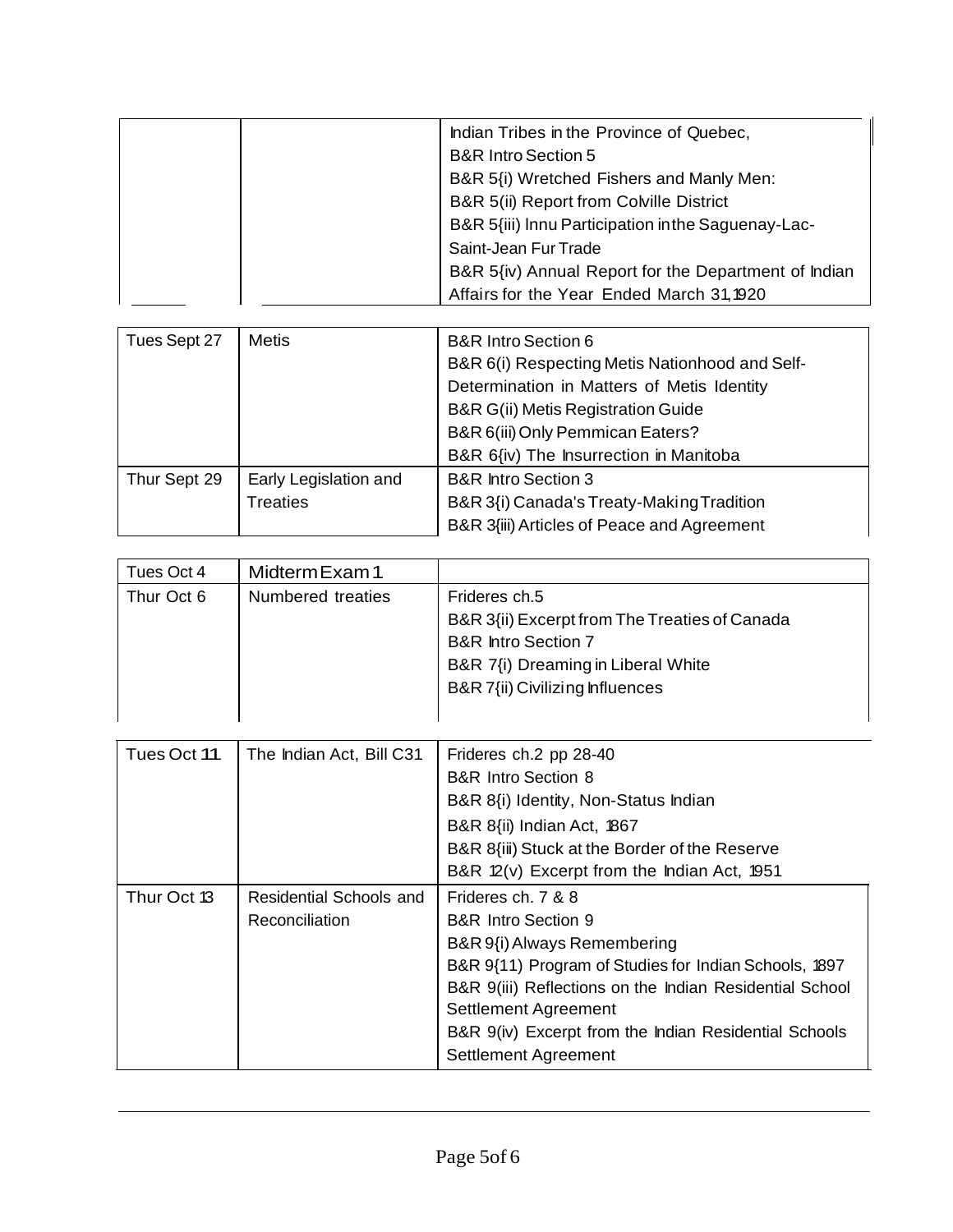| | | |
|---|---|---|
| | | Indian Tribes in the Province of Quebec,<br>B&R Intro Section 5<br>B&R 5{i) Wretched Fishers and Manly Men:<br>B&R 5(ii) Report from Colville District<br>B&R 5{iii) Innu Participation in the Saguenay-Lac-Saint-Jean Fur Trade<br>B&R 5{iv) Annual Report for the Department of Indian Affairs for the Year Ended March 31, 1920 |
| Tues Sept 27 | Metis | B&R Intro Section 6<br>B&R 6(i) Respecting Metis Nationhood and Self-Determination in Matters of Metis Identity<br>B&R G(ii) Metis Registration Guide<br>B&R 6(iii) Only Pemmican Eaters?<br>B&R 6{iv) The Insurrection in Manitoba |
| Thur Sept 29 | Early Legislation and Treaties | B&R Intro Section 3<br>B&R 3{i) Canada's Treaty-Making Tradition<br>B&R 3{iii) Articles of Peace and Agreement |
| Tues Oct 4 | Midterm Exam 1 | |
| Thur Oct 6 | Numbered treaties | Frideres ch.5<br>B&R 3{ii) Excerpt from The Treaties of Canada<br>B&R Intro Section 7<br>B&R 7{i) Dreaming in Liberal White<br>B&R 7{ii) Civilizing Influences |
| Tues Oct 11 | The Indian Act, Bill C31 | Frideres ch.2 pp 28-40<br>B&R Intro Section 8<br>B&R 8{i) Identity, Non-Status Indian<br>B&R 8{ii) Indian Act, 1867<br>B&R 8{iii) Stuck at the Border of the Reserve<br>B&R 12(v) Excerpt from the Indian Act, 1951 |
| Thur Oct 13 | Residential Schools and Reconciliation | Frideres ch. 7 & 8<br>B&R Intro Section 9<br>B&R 9{i) Always Remembering<br>B&R 9{11) Program of Studies for Indian Schools, 1897<br>B&R 9(iii) Reflections on the Indian Residential School Settlement Agreement<br>B&R 9(iv) Excerpt from the Indian Residential Schools Settlement Agreement |